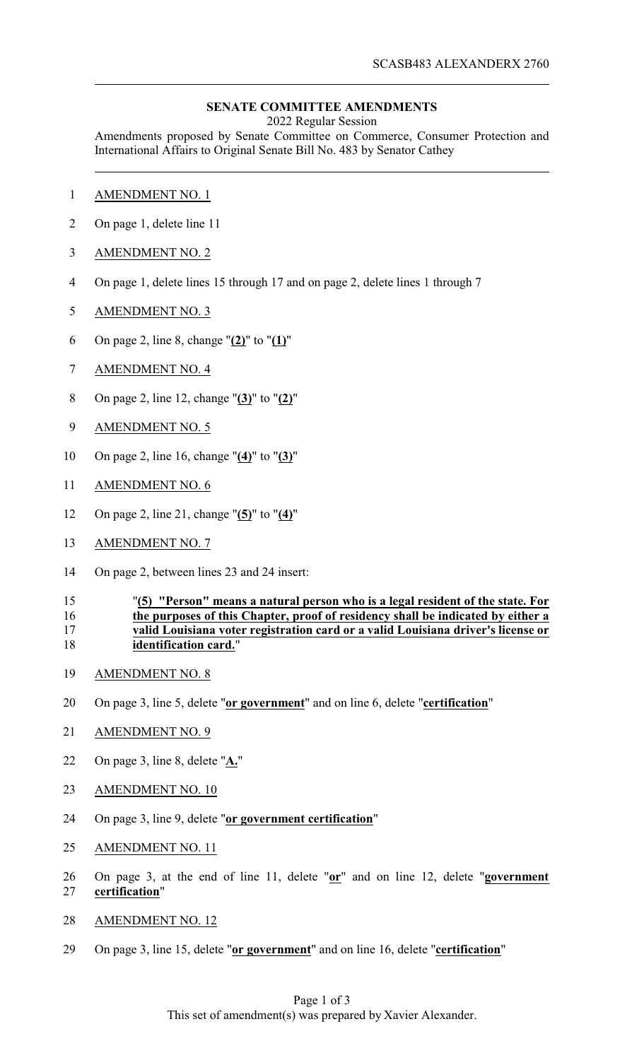SCASB483 ALEXANDERX 2760

**SENATE COMMITTEE AMENDMENTS**

2022 Regular Session

Amendments proposed by Senate Committee on Commerce, Consumer Protection and International Affairs to Original Senate Bill No. 483 by Senator Cathey

AMENDMENT NO. 1

On page 1, delete line 11

AMENDMENT NO. 2

On page 1, delete lines 15 through 17 and on page 2, delete lines 1 through 7

AMENDMENT NO. 3

On page 2, line 8, change "**(2)**" to "**(1)**"

AMENDMENT NO. 4

On page 2, line 12, change "**(3)**" to "**(2)**"

AMENDMENT NO. 5

On page 2, line 16, change "**(4)**" to "**(3)**"

AMENDMENT NO. 6

On page 2, line 21, change "**(5)**" to "**(4)**"

AMENDMENT NO. 7

On page 2, between lines 23 and 24 insert:

"**(5) "Person" means a natural person who is a legal resident of the state. For the purposes of this Chapter, proof of residency shall be indicated by either a valid Louisiana voter registration card or a valid Louisiana driver's license or identification card.**"

AMENDMENT NO. 8

On page 3, line 5, delete "**or government**" and on line 6, delete "**certification**"

AMENDMENT NO. 9

On page 3, line 8, delete "**A.**"

AMENDMENT NO. 10

On page 3, line 9, delete "**or government certification**"

AMENDMENT NO. 11

On page 3, at the end of line 11, delete "**or**" and on line 12, delete "**government certification**"

AMENDMENT NO. 12

On page 3, line 15, delete "**or government**" and on line 16, delete "**certification**"

This set of amendment(s) was prepared by Xavier Alexander.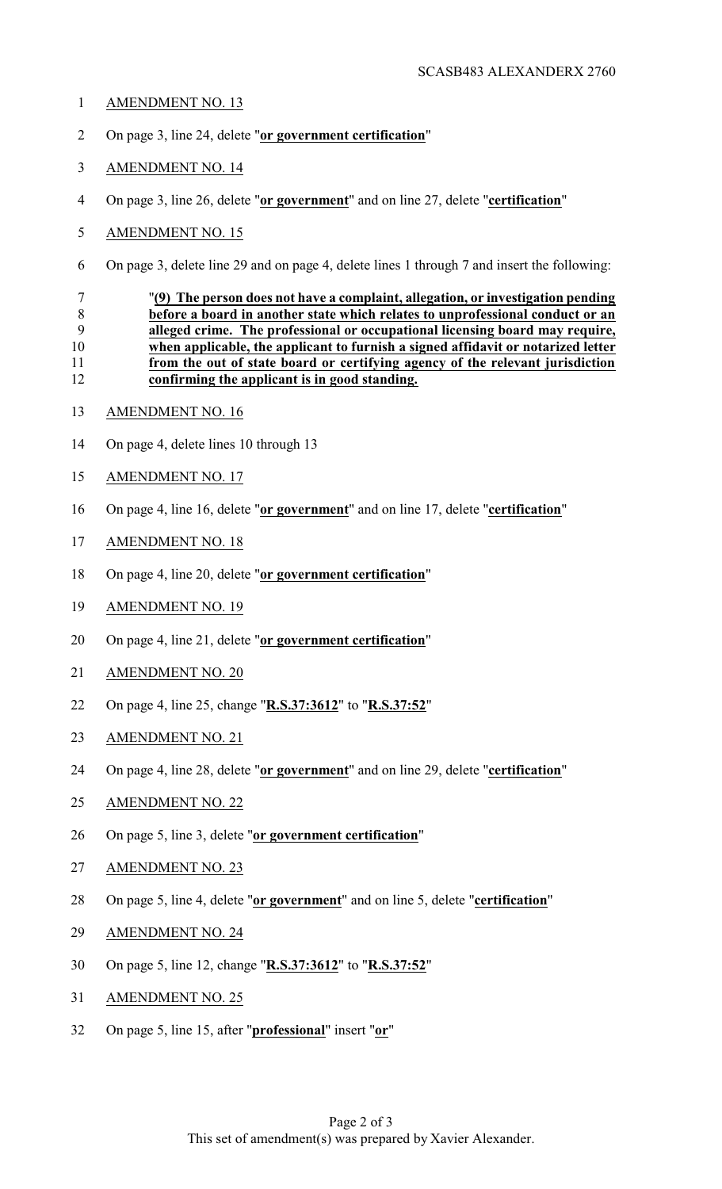AMENDMENT NO. 13

On page 3, line 24, delete "**or government certification**"

AMENDMENT NO. 14

On page 3, line 26, delete "**or government**" and on line 27, delete "**certification**"

AMENDMENT NO. 15

On page 3, delete line 29 and on page 4, delete lines 1 through 7 and insert the following:

"**(9) The person does not have a complaint, allegation, or investigation pending before a board in another state which relates to unprofessional conduct or an alleged crime. The professional or occupational licensing board may require, when applicable, the applicant to furnish a signed affidavit or notarized letter from the out of state board or certifying agency of the relevant jurisdiction confirming the applicant is in good standing.**

AMENDMENT NO. 16

On page 4, delete lines 10 through 13

AMENDMENT NO. 17

On page 4, line 16, delete "**or government**" and on line 17, delete "**certification**"

AMENDMENT NO. 18

On page 4, line 20, delete "**or government certification**"

AMENDMENT NO. 19

On page 4, line 21, delete "**or government certification**"

AMENDMENT NO. 20

On page 4, line 25, change "**R.S.37:3612**" to "**R.S.37:52**"

AMENDMENT NO. 21

On page 4, line 28, delete "**or government**" and on line 29, delete "**certification**"

AMENDMENT NO. 22

On page 5, line 3, delete "**or government certification**"

AMENDMENT NO. 23

On page 5, line 4, delete "**or government**" and on line 5, delete "**certification**"

AMENDMENT NO. 24

On page 5, line 12, change "**R.S.37:3612**" to "**R.S.37:52**"

AMENDMENT NO. 25

On page 5, line 15, after "**professional**" insert "**or**"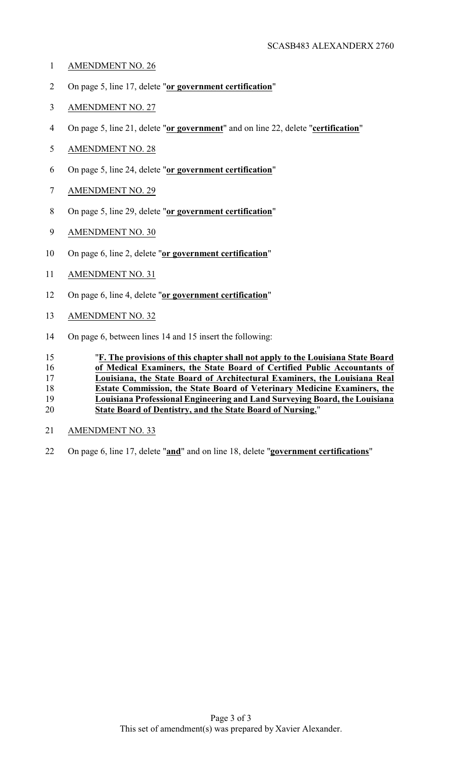AMENDMENT NO. 26

On page 5, line 17, delete "**or government certification**"

AMENDMENT NO. 27

On page 5, line 21, delete "**or government**" and on line 22, delete "**certification**"

AMENDMENT NO. 28

On page 5, line 24, delete "**or government certification**"

AMENDMENT NO. 29

On page 5, line 29, delete "**or government certification**"

AMENDMENT NO. 30

On page 6, line 2, delete "**or government certification**"

AMENDMENT NO. 31

On page 6, line 4, delete "**or government certification**"

AMENDMENT NO. 32

On page 6, between lines 14 and 15 insert the following:

"**F. The provisions of this chapter shall not apply to the Louisiana State Board of Medical Examiners, the State Board of Certified Public Accountants of Louisiana, the State Board of Architectural Examiners, the Louisiana Real Estate Commission, the State Board of Veterinary Medicine Examiners, the Louisiana Professional Engineering and Land Surveying Board, the Louisiana State Board of Dentistry, and the State Board of Nursing.**"

AMENDMENT NO. 33

On page 6, line 17, delete "**and**" and on line 18, delete "**government certifications**"

This set of amendment(s) was prepared by Xavier Alexander.